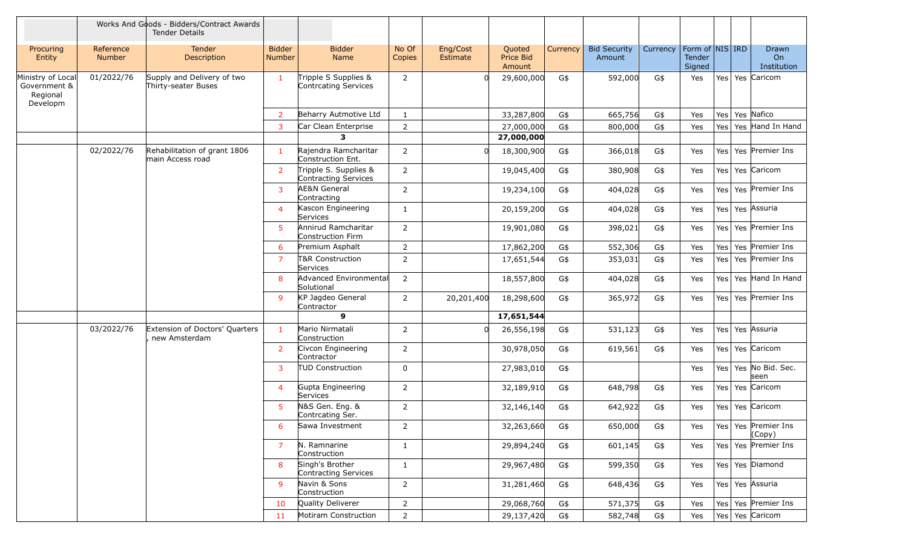| | | Works And Goods - Bidders/Contract Awards Tender Details | | | | | | | | | | | | |
|---|---|---|---|---|---|---|---|---|---|---|---|---|---|---|
| Procuring Entity | Reference Number | Tender Description | Bidder Number | Bidder Name | No Of Copies | Eng/Cost Estimate | Quoted Price Bid Amount | Currency | Bid Security Amount | Currency | Form of Tender Signed | NIS | IRD | Drawn On Institution |
| Ministry of Local Government & Regional Developm | 01/2022/76 | Supply and Delivery of two Thirty-seater Buses | 1 | Tripple S Supplies & Contrcating Services | 2 | 0 | 29,600,000 | G$ | 592,000 | G$ | Yes | Yes | Yes | Caricom |
| | | | 2 | Beharry Autmotive Ltd | 1 | | 33,287,800 | G$ | 665,756 | G$ | Yes | Yes | Yes | Nafico |
| | | | 3 | Car Clean Enterprise | 2 | | 27,000,000 | G$ | 800,000 | G$ | Yes | Yes | Yes | Hand In Hand |
| | | | | **3** | | | **27,000,000** | | | | | | | |
| | 02/2022/76 | Rehabilitation of grant 1806 main Access road | 1 | Rajendra Ramcharitar Construction Ent. | 2 | 0 | 18,300,900 | G$ | 366,018 | G$ | Yes | Yes | Yes | Premier Ins |
| | | | 2 | Tripple S. Supplies & Contracting Services | 2 | | 19,045,400 | G$ | 380,908 | G$ | Yes | Yes | Yes | Caricom |
| | | | 3 | AE&N General Contracting | 2 | | 19,234,100 | G$ | 404,028 | G$ | Yes | Yes | Yes | Premier Ins |
| | | | 4 | Kascon Engineering Services | 1 | | 20,159,200 | G$ | 404,028 | G$ | Yes | Yes | Yes | Assuria |
| | | | 5 | Annirud Ramcharitar Construction Firm | 2 | | 19,901,080 | G$ | 398,021 | G$ | Yes | Yes | Yes | Premier Ins |
| | | | 6 | Premium Asphalt | 2 | | 17,862,200 | G$ | 552,306 | G$ | Yes | Yes | Yes | Premier Ins |
| | | | 7 | T&R Construction Services | 2 | | 17,651,544 | G$ | 353,031 | G$ | Yes | Yes | Yes | Premier Ins |
| | | | 8 | Advanced Environmental Solutional | 2 | | 18,557,800 | G$ | 404,028 | G$ | Yes | Yes | Yes | Hand In Hand |
| | | | 9 | KP Jagdeo General Contractor | 2 | 20,201,400 | 18,298,600 | G$ | 365,972 | G$ | Yes | Yes | Yes | Premier Ins |
| | | | | **9** | | | **17,651,544** | | | | | | | |
| | 03/2022/76 | Extension of Doctors' Quarters , new Amsterdam | 1 | Mario Nirmatali Construction | 2 | 0 | 26,556,198 | G$ | 531,123 | G$ | Yes | Yes | Yes | Assuria |
| | | | 2 | Civcon Engineering Contractor | 2 | | 30,978,050 | G$ | 619,561 | G$ | Yes | Yes | Yes | Caricom |
| | | | 3 | TUD Construction | 0 | | 27,983,010 | G$ | | | Yes | Yes | Yes | No Bid. Sec. seen |
| | | | 4 | Gupta Engineering Services | 2 | | 32,189,910 | G$ | 648,798 | G$ | Yes | Yes | Yes | Caricom |
| | | | 5 | N&S Gen. Eng. & Contrcating Ser. | 2 | | 32,146,140 | G$ | 642,922 | G$ | Yes | Yes | Yes | Caricom |
| | | | 6 | Sawa Investment | 2 | | 32,263,660 | G$ | 650,000 | G$ | Yes | Yes | Yes | Premier Ins (Copy) |
| | | | 7 | N. Ramnarine Construction | 1 | | 29,894,240 | G$ | 601,145 | G$ | Yes | Yes | Yes | Premier Ins |
| | | | 8 | Singh's Brother Contracting Services | 1 | | 29,967,480 | G$ | 599,350 | G$ | Yes | Yes | Yes | Diamond |
| | | | 9 | Navin & Sons Construction | 2 | | 31,281,460 | G$ | 648,436 | G$ | Yes | Yes | Yes | Assuria |
| | | | 10 | Quality Deliverer | 2 | | 29,068,760 | G$ | 571,375 | G$ | Yes | Yes | Yes | Premier Ins |
| | | | 11 | Motiram Construction | 2 | | 29,137,420 | G$ | 582,748 | G$ | Yes | Yes | Yes | Caricom |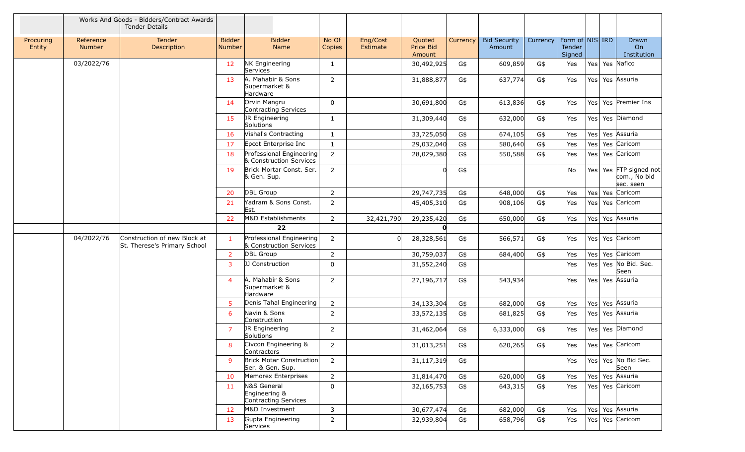| | | Works And Goods - Bidders/Contract Awards Tender Details | | | | | | | | | | | | |
|---|---|---|---|---|---|---|---|---|---|---|---|---|---|---|
| Procuring Entity | Reference Number | Tender Description | Bidder Number | Bidder Name | No Of Copies | Eng/Cost Estimate | Quoted Price Bid Amount | Currency | Bid Security Amount | Currency | Form of Tender Signed | NIS | IRD | Drawn On Institution |
| | 03/2022/76 | | 12 | NK Engineering Services | 1 | | 30,492,925 | G$ | 609,859 | G$ | Yes | Yes | Yes | Nafico |
| | | | 13 | A. Mahabir & Sons Supermarket & Hardware | 2 | | 31,888,877 | G$ | 637,774 | G$ | Yes | Yes | Yes | Assuria |
| | | | 14 | Orvin Mangru Contracting Services | 0 | | 30,691,800 | G$ | 613,836 | G$ | Yes | Yes | Yes | Premier Ins |
| | | | 15 | JR Engineering Solutions | 1 | | 31,309,440 | G$ | 632,000 | G$ | Yes | Yes | Yes | Diamond |
| | | | 16 | Vishal's Contracting | 1 | | 33,725,050 | G$ | 674,105 | G$ | Yes | Yes | Yes | Assuria |
| | | | 17 | Epcot Enterprise Inc | 1 | | 29,032,040 | G$ | 580,640 | G$ | Yes | Yes | Yes | Caricom |
| | | | 18 | Professional Engineering & Construction Services | 2 | | 28,029,380 | G$ | 550,588 | G$ | Yes | Yes | Yes | Caricom |
| | | | 19 | Brick Mortar Const. Ser. & Gen. Sup. | 2 | | 0 | G$ | | | No | Yes | Yes | FTP signed not com., No bid sec. seen |
| | | | 20 | DBL Group | 2 | | 29,747,735 | G$ | 648,000 | G$ | Yes | Yes | Yes | Caricom |
| | | | 21 | Yadram & Sons Const. Est. | 2 | | 45,405,310 | G$ | 908,106 | G$ | Yes | Yes | Yes | Caricom |
| | | | 22 | M&D Establishments | 2 | 32,421,790 | 29,235,420 | G$ | 650,000 | G$ | Yes | Yes | Yes | Assuria |
| | | | | **22** | | | **0** | | | | | | | |
| | 04/2022/76 | Construction of new Block at St. Therese's Primary School | 1 | Professional Engineering & Construction Services | 2 | 0 | 28,328,561 | G$ | 566,571 | G$ | Yes | Yes | Yes | Caricom |
| | | | 2 | DBL Group | 2 | | 30,759,037 | G$ | 684,400 | G$ | Yes | Yes | Yes | Caricom |
| | | | 3 | JJ Construction | 0 | | 31,552,240 | G$ | | | Yes | Yes | Yes | No Bid. Sec. Seen |
| | | | 4 | A. Mahabir & Sons Supermarket & Hardware | 2 | | 27,196,717 | G$ | 543,934 | | Yes | Yes | Yes | Assuria |
| | | | 5 | Denis Tahal Engineering | 2 | | 34,133,304 | G$ | 682,000 | G$ | Yes | Yes | Yes | Assuria |
| | | | 6 | Navin & Sons Construction | 2 | | 33,572,135 | G$ | 681,825 | G$ | Yes | Yes | Yes | Assuria |
| | | | 7 | JR Engineering Solutions | 2 | | 31,462,064 | G$ | 6,333,000 | G$ | Yes | Yes | Yes | Diamond |
| | | | 8 | Civcon Engineering & Contractors | 2 | | 31,013,251 | G$ | 620,265 | G$ | Yes | Yes | Yes | Caricom |
| | | | 9 | Brick Motar Construction Ser. & Gen. Sup. | 2 | | 31,117,319 | G$ | | | Yes | Yes | Yes | No Bid Sec. Seen |
| | | | 10 | Memorex Enterprises | 2 | | 31,814,470 | G$ | 620,000 | G$ | Yes | Yes | Yes | Assuria |
| | | | 11 | N&S General Engineering & Contracting Services | 0 | | 32,165,753 | G$ | 643,315 | G$ | Yes | Yes | Yes | Caricom |
| | | | 12 | M&D Investment | 3 | | 30,677,474 | G$ | 682,000 | G$ | Yes | Yes | Yes | Assuria |
| | | | 13 | Gupta Engineering Services | 2 | | 32,939,804 | G$ | 658,796 | G$ | Yes | Yes | Yes | Caricom |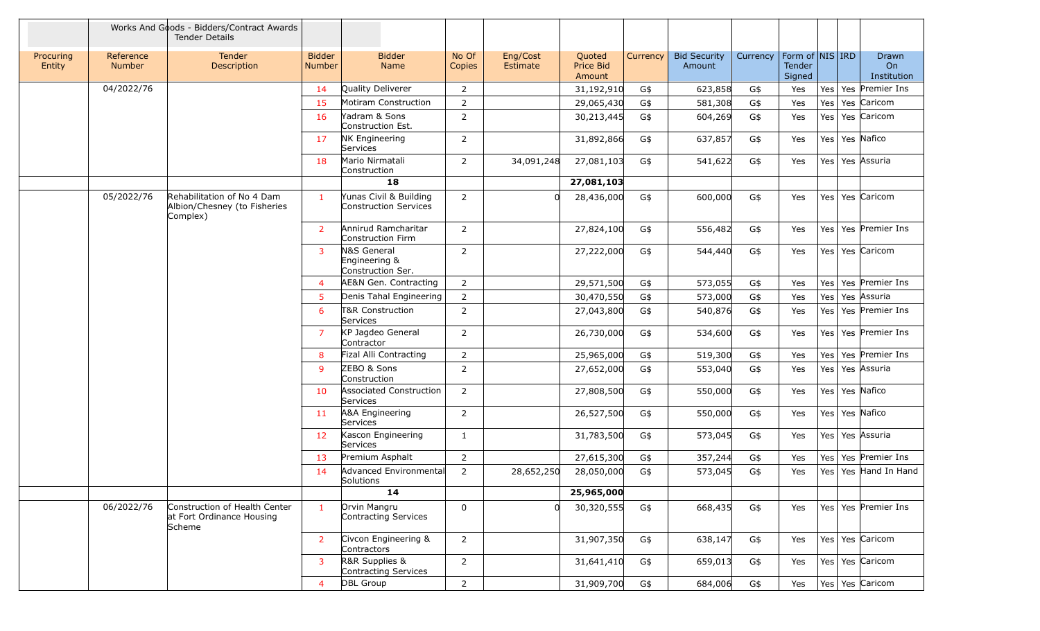| | | Works And Goods - Bidders/Contract Awards<br>Tender Details | | | | | | | | | | | | |
|---|---|---|---|---|---|---|---|---|---|---|---|---|---|---|
| Procuring Entity | Reference Number | Tender Description | Bidder Number | Bidder Name | No Of Copies | Eng/Cost Estimate | Quoted Price Bid Amount | Currency | Bid Security Amount | Currency | Form of Tender Signed | NIS | IRD | Drawn On Institution |
| | 04/2022/76 | | 14 | Quality Deliverer | 2 | | 31,192,910 | G$ | 623,858 | G$ | Yes | Yes | Yes | Premier Ins |
| | | | 15 | Motiram Construction | 2 | | 29,065,430 | G$ | 581,308 | G$ | Yes | Yes | Yes | Caricom |
| | | | 16 | Yadram & Sons Construction Est. | 2 | | 30,213,445 | G$ | 604,269 | G$ | Yes | Yes | Yes | Caricom |
| | | | 17 | NK Engineering Services | 2 | | 31,892,866 | G$ | 637,857 | G$ | Yes | Yes | Yes | Nafico |
| | | | 18 | Mario Nirmatali Construction | 2 | 34,091,248 | 27,081,103 | G$ | 541,622 | G$ | Yes | Yes | Yes | Assuria |
| | | | **18** | | | | **27,081,103** | | | | | | | |
| | 05/2022/76 | Rehabilitation of No 4 Dam Albion/Chesney (to Fisheries Complex) | 1 | Yunas Civil & Building Construction Services | 2 | 0 | 28,436,000 | G$ | 600,000 | G$ | Yes | Yes | Yes | Caricom |
| | | | 2 | Annirud Ramcharitar Construction Firm | 2 | | 27,824,100 | G$ | 556,482 | G$ | Yes | Yes | Yes | Premier Ins |
| | | | 3 | N&S General Engineering & Construction Ser. | 2 | | 27,222,000 | G$ | 544,440 | G$ | Yes | Yes | Yes | Caricom |
| | | | 4 | AE&N Gen. Contracting | 2 | | 29,571,500 | G$ | 573,055 | G$ | Yes | Yes | Yes | Premier Ins |
| | | | 5 | Denis Tahal Engineering | 2 | | 30,470,550 | G$ | 573,000 | G$ | Yes | Yes | Yes | Assuria |
| | | | 6 | T&R Construction Services | 2 | | 27,043,800 | G$ | 540,876 | G$ | Yes | Yes | Yes | Premier Ins |
| | | | 7 | KP Jagdeo General Contractor | 2 | | 26,730,000 | G$ | 534,600 | G$ | Yes | Yes | Yes | Premier Ins |
| | | | 8 | Fizal Alli Contracting | 2 | | 25,965,000 | G$ | 519,300 | G$ | Yes | Yes | Yes | Premier Ins |
| | | | 9 | ZEBO & Sons Construction | 2 | | 27,652,000 | G$ | 553,040 | G$ | Yes | Yes | Yes | Assuria |
| | | | 10 | Associated Construction Services | 2 | | 27,808,500 | G$ | 550,000 | G$ | Yes | Yes | Yes | Nafico |
| | | | 11 | A&A Engineering Services | 2 | | 26,527,500 | G$ | 550,000 | G$ | Yes | Yes | Yes | Nafico |
| | | | 12 | Kascon Engineering Services | 1 | | 31,783,500 | G$ | 573,045 | G$ | Yes | Yes | Yes | Assuria |
| | | | 13 | Premium Asphalt | 2 | | 27,615,300 | G$ | 357,244 | G$ | Yes | Yes | Yes | Premier Ins |
| | | | 14 | Advanced Environmental Solutions | 2 | 28,652,250 | 28,050,000 | G$ | 573,045 | G$ | Yes | Yes | Yes | Hand In Hand |
| | | | **14** | | | | **25,965,000** | | | | | | | |
| | 06/2022/76 | Construction of Health Center at Fort Ordinance Housing Scheme | 1 | Orvin Mangru Contracting Services | 0 | 0 | 30,320,555 | G$ | 668,435 | G$ | Yes | Yes | Yes | Premier Ins |
| | | | 2 | Civcon Engineering & Contractors | 2 | | 31,907,350 | G$ | 638,147 | G$ | Yes | Yes | Yes | Caricom |
| | | | 3 | R&R Supplies & Contracting Services | 2 | | 31,641,410 | G$ | 659,013 | G$ | Yes | Yes | Yes | Caricom |
| | | | 4 | DBL Group | 2 | | 31,909,700 | G$ | 684,006 | G$ | Yes | Yes | Yes | Caricom |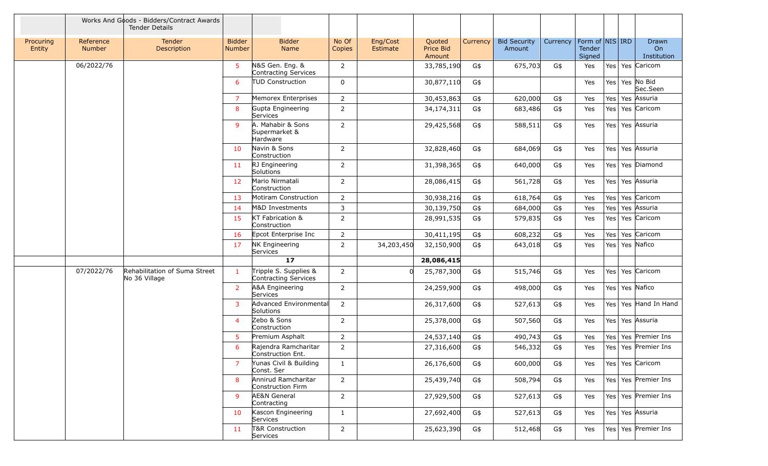| | Works And Goods - Bidders/Contract Awards Tender Details | | | | | | | | | | | | | | |
|---|---|---|---|---|---|---|---|---|---|---|---|---|---|---|---|
| Procuring Entity | Reference Number | Tender Description | Bidder Number | Bidder Name | No Of Copies | Eng/Cost Estimate | Quoted Price Bid Amount | Currency | Bid Security Amount | Currency | Form of Tender Signed | NIS | IRD | Drawn On Institution |
| | 06/2022/76 | | 5 | N&S Gen. Eng. & Contracting Services | 2 | | 33,785,190 | G$ | 675,703 | G$ | Yes | Yes | Yes | Caricom |
| | | | 6 | TUD Construction | 0 | | 30,877,110 | G$ | | | Yes | Yes | Yes | No Bid Sec.Seen |
| | | | 7 | Memorex Enterprises | 2 | | 30,453,863 | G$ | 620,000 | G$ | Yes | Yes | Yes | Assuria |
| | | | 8 | Gupta Engineering Services | 2 | | 34,174,311 | G$ | 683,486 | G$ | Yes | Yes | Yes | Caricom |
| | | | 9 | A. Mahabir & Sons Supermarket & Hardware | 2 | | 29,425,568 | G$ | 588,511 | G$ | Yes | Yes | Yes | Assuria |
| | | | 10 | Navin & Sons Construction | 2 | | 32,828,460 | G$ | 684,069 | G$ | Yes | Yes | Yes | Assuria |
| | | | 11 | RJ Engineering Solutions | 2 | | 31,398,365 | G$ | 640,000 | G$ | Yes | Yes | Yes | Diamond |
| | | | 12 | Mario Nirmatali Construction | 2 | | 28,086,415 | G$ | 561,728 | G$ | Yes | Yes | Yes | Assuria |
| | | | 13 | Motiram Construction | 2 | | 30,938,216 | G$ | 618,764 | G$ | Yes | Yes | Yes | Caricom |
| | | | 14 | M&D Investments | 3 | | 30,139,750 | G$ | 684,000 | G$ | Yes | Yes | Yes | Assuria |
| | | | 15 | KT Fabrication & Construction | 2 | | 28,991,535 | G$ | 579,835 | G$ | Yes | Yes | Yes | Caricom |
| | | | 16 | Epcot Enterprise Inc | 2 | | 30,411,195 | G$ | 608,232 | G$ | Yes | Yes | Yes | Caricom |
| | | | 17 | NK Engineering Services | 2 | 34,203,450 | 32,150,900 | G$ | 643,018 | G$ | Yes | Yes | Yes | Nafico |
| | | | | **17** | | | **28,086,415** | | | | | | | |
| | 07/2022/76 | Rehabilitation of Suma Street No 36 Village | 1 | Tripple S. Supplies & Contracting Services | 2 | 0 | 25,787,300 | G$ | 515,746 | G$ | Yes | Yes | Yes | Caricom |
| | | | 2 | A&A Engineering Services | 2 | | 24,259,900 | G$ | 498,000 | G$ | Yes | Yes | Yes | Nafico |
| | | | 3 | Advanced Environmental Solutions | 2 | | 26,317,600 | G$ | 527,613 | G$ | Yes | Yes | Yes | Hand In Hand |
| | | | 4 | Zebo & Sons Construction | 2 | | 25,378,000 | G$ | 507,560 | G$ | Yes | Yes | Yes | Assuria |
| | | | 5 | Premium Asphalt | 2 | | 24,537,140 | G$ | 490,743 | G$ | Yes | Yes | Yes | Premier Ins |
| | | | 6 | Rajendra Ramcharitar Construction Ent. | 2 | | 27,316,600 | G$ | 546,332 | G$ | Yes | Yes | Yes | Premier Ins |
| | | | 7 | Yunas Civil & Building Const. Ser | 1 | | 26,176,600 | G$ | 600,000 | G$ | Yes | Yes | Yes | Caricom |
| | | | 8 | Annirud Ramcharitar Construction Firm | 2 | | 25,439,740 | G$ | 508,794 | G$ | Yes | Yes | Yes | Premier Ins |
| | | | 9 | AE&N General Contracting | 2 | | 27,929,500 | G$ | 527,613 | G$ | Yes | Yes | Yes | Premier Ins |
| | | | 10 | Kascon Engineering Services | 1 | | 27,692,400 | G$ | 527,613 | G$ | Yes | Yes | Yes | Assuria |
| | | | 11 | T&R Construction Services | 2 | | 25,623,390 | G$ | 512,468 | G$ | Yes | Yes | Yes | Premier Ins |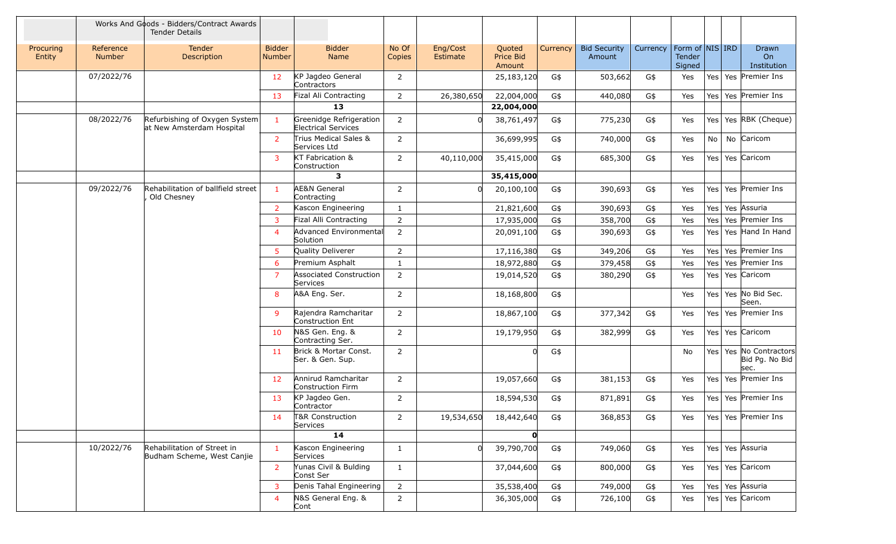| | | Works And Goods - Bidders/Contract Awards Tender Details | | | | | | | | | | | | |
|---|---|---|---|---|---|---|---|---|---|---|---|---|---|---|
| Procuring Entity | Reference Number | Tender Description | Bidder Number | Bidder Name | No Of Copies | Eng/Cost Estimate | Quoted Price Bid Amount | Currency | Bid Security Amount | Currency | Form of Tender Signed | NIS | IRD | Drawn On Institution |
| | 07/2022/76 | | 12 | KP Jagdeo General Contractors | 2 | | 25,183,120 | G$ | 503,662 | G$ | Yes | Yes | Yes | Premier Ins |
| | | | 13 | Fizal Ali Contracting | 2 | 26,380,650 | 22,004,000 | G$ | 440,080 | G$ | Yes | Yes | Yes | Premier Ins |
| | | | | **13** | | | **22,004,000** | | | | | | | |
| | 08/2022/76 | Refurbishing of Oxygen System at New Amsterdam Hospital | 1 | Greenidge Refrigeration Electrical Services | 2 | 0 | 38,761,497 | G$ | 775,230 | G$ | Yes | Yes | Yes | RBK (Cheque) |
| | | | 2 | Trius Medical Sales & Services Ltd | 2 | | 36,699,995 | G$ | 740,000 | G$ | Yes | No | No | Caricom |
| | | | 3 | KT Fabrication & Construction | 2 | 40,110,000 | 35,415,000 | G$ | 685,300 | G$ | Yes | Yes | Yes | Caricom |
| | | | | **3** | | | **35,415,000** | | | | | | | |
| | 09/2022/76 | Rehabilitation of ballfield street , Old Chesney | 1 | AE&N General Contracting | 2 | 0 | 20,100,100 | G$ | 390,693 | G$ | Yes | Yes | Yes | Premier Ins |
| | | | 2 | Kascon Engineering | 1 | | 21,821,600 | G$ | 390,693 | G$ | Yes | Yes | Yes | Assuria |
| | | | 3 | Fizal Alli Contracting | 2 | | 17,935,000 | G$ | 358,700 | G$ | Yes | Yes | Yes | Premier Ins |
| | | | 4 | Advanced Environmental Solution | 2 | | 20,091,100 | G$ | 390,693 | G$ | Yes | Yes | Yes | Hand In Hand |
| | | | 5 | Quality Deliverer | 2 | | 17,116,380 | G$ | 349,206 | G$ | Yes | Yes | Yes | Premier Ins |
| | | | 6 | Premium Asphalt | 1 | | 18,972,880 | G$ | 379,458 | G$ | Yes | Yes | Yes | Premier Ins |
| | | | 7 | Associated Construction Services | 2 | | 19,014,520 | G$ | 380,290 | G$ | Yes | Yes | Yes | Caricom |
| | | | 8 | A&A Eng. Ser. | 2 | | 18,168,800 | G$ | | | Yes | Yes | Yes | No Bid Sec. Seen. |
| | | | 9 | Rajendra Ramcharitar Construction Ent | 2 | | 18,867,100 | G$ | 377,342 | G$ | Yes | Yes | Yes | Premier Ins |
| | | | 10 | N&S Gen. Eng. & Contracting Ser. | 2 | | 19,179,950 | G$ | 382,999 | G$ | Yes | Yes | Yes | Caricom |
| | | | 11 | Brick & Mortar Const. Ser. & Gen. Sup. | 2 | | 0 | G$ | | | No | Yes | Yes | No Contractors Bid Pg. No Bid sec. |
| | | | 12 | Annirud Ramcharitar Construction Firm | 2 | | 19,057,660 | G$ | 381,153 | G$ | Yes | Yes | Yes | Premier Ins |
| | | | 13 | KP Jagdeo Gen. Contractor | 2 | | 18,594,530 | G$ | 871,891 | G$ | Yes | Yes | Yes | Premier Ins |
| | | | 14 | T&R Construction Services | 2 | 19,534,650 | 18,442,640 | G$ | 368,853 | G$ | Yes | Yes | Yes | Premier Ins |
| | | | | **14** | | | **0** | | | | | | | |
| | 10/2022/76 | Rehabilitation of Street in Budham Scheme, West Canjie | 1 | Kascon Engineering Services | 1 | 0 | 39,790,700 | G$ | 749,060 | G$ | Yes | Yes | Yes | Assuria |
| | | | 2 | Yunas Civil & Bulding Const Ser | 1 | | 37,044,600 | G$ | 800,000 | G$ | Yes | Yes | Yes | Caricom |
| | | | 3 | Denis Tahal Engineering | 2 | | 35,538,400 | G$ | 749,000 | G$ | Yes | Yes | Yes | Assuria |
| | | | 4 | N&S General Eng. & Cont | 2 | | 36,305,000 | G$ | 726,100 | G$ | Yes | Yes | Yes | Caricom |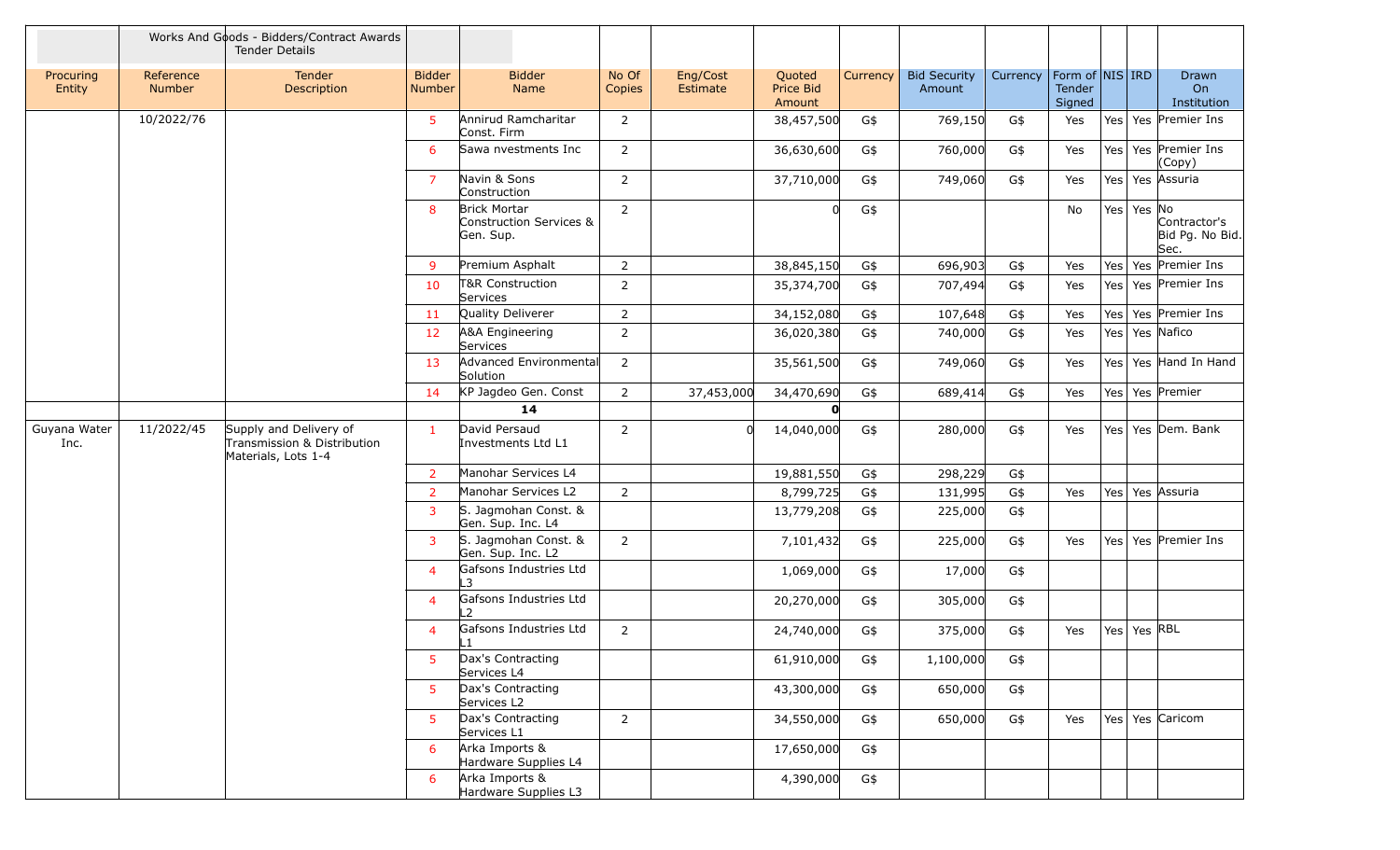| | | Works And Goods - Bidders/Contract Awards Tender Details | | | | | | | | | | | | |
|---|---|---|---|---|---|---|---|---|---|---|---|---|---|---|
| Procuring Entity | Reference Number | Tender Description | Bidder Number | Bidder Name | No Of Copies | Eng/Cost Estimate | Quoted Price Bid Amount | Currency | Bid Security Amount | Currency | Form of Tender Signed | NIS | IRD | Drawn On Institution |
| | 10/2022/76 | | 5 | Annirud Ramcharitar Const. Firm | 2 | | 38,457,500 | G$ | 769,150 | G$ | Yes | Yes | Yes | Premier Ins |
| | | | 6 | Sawa nvestments Inc | 2 | | 36,630,600 | G$ | 760,000 | G$ | Yes | Yes | Yes | Premier Ins (Copy) |
| | | | 7 | Navin & Sons Construction | 2 | | 37,710,000 | G$ | 749,060 | G$ | Yes | Yes | Yes | Assuria |
| | | | 8 | Brick Mortar Construction Services & Gen. Sup. | 2 | | 0 | G$ | | | No | Yes | Yes | No Contractor's Bid Pg. No Bid. Sec. |
| | | | 9 | Premium Asphalt | 2 | | 38,845,150 | G$ | 696,903 | G$ | Yes | Yes | Yes | Premier Ins |
| | | | 10 | T&R Construction Services | 2 | | 35,374,700 | G$ | 707,494 | G$ | Yes | Yes | Yes | Premier Ins |
| | | | 11 | Quality Deliverer | 2 | | 34,152,080 | G$ | 107,648 | G$ | Yes | Yes | Yes | Premier Ins |
| | | | 12 | A&A Engineering Services | 2 | | 36,020,380 | G$ | 740,000 | G$ | Yes | Yes | Yes | Nafico |
| | | | 13 | Advanced Environmental Solution | 2 | | 35,561,500 | G$ | 749,060 | G$ | Yes | Yes | Yes | Hand In Hand |
| | | | 14 | KP Jagdeo Gen. Const | 2 | 37,453,000 | 34,470,690 | G$ | 689,414 | G$ | Yes | Yes | Yes | Premier |
| | | | | **14** | | | **0** | | | | | | | |
| Guyana Water Inc. | 11/2022/45 | Supply and Delivery of Transmission & Distribution Materials, Lots 1-4 | 1 | David Persaud Investments Ltd L1 | 2 | 0 | 14,040,000 | G$ | 280,000 | G$ | Yes | Yes | Yes | Dem. Bank |
| | | | 2 | Manohar Services L4 | | | 19,881,550 | G$ | 298,229 | G$ | | | | |
| | | | 2 | Manohar Services L2 | 2 | | 8,799,725 | G$ | 131,995 | G$ | Yes | Yes | Yes | Assuria |
| | | | 3 | S. Jagmohan Const. & Gen. Sup. Inc. L4 | | | 13,779,208 | G$ | 225,000 | G$ | | | | |
| | | | 3 | S. Jagmohan Const. & Gen. Sup. Inc. L2 | 2 | | 7,101,432 | G$ | 225,000 | G$ | Yes | Yes | Yes | Premier Ins |
| | | | 4 | Gafsons Industries Ltd L3 | | | 1,069,000 | G$ | 17,000 | G$ | | | | |
| | | | 4 | Gafsons Industries Ltd L2 | | | 20,270,000 | G$ | 305,000 | G$ | | | | |
| | | | 4 | Gafsons Industries Ltd L1 | 2 | | 24,740,000 | G$ | 375,000 | G$ | Yes | Yes | Yes | RBL |
| | | | 5 | Dax's Contracting Services L4 | | | 61,910,000 | G$ | 1,100,000 | G$ | | | | |
| | | | 5 | Dax's Contracting Services L2 | | | 43,300,000 | G$ | 650,000 | G$ | | | | |
| | | | 5 | Dax's Contracting Services L1 | 2 | | 34,550,000 | G$ | 650,000 | G$ | Yes | Yes | Yes | Caricom |
| | | | 6 | Arka Imports & Hardware Supplies L4 | | | 17,650,000 | G$ | | | | | | |
| | | | 6 | Arka Imports & Hardware Supplies L3 | | | 4,390,000 | G$ | | | | | | |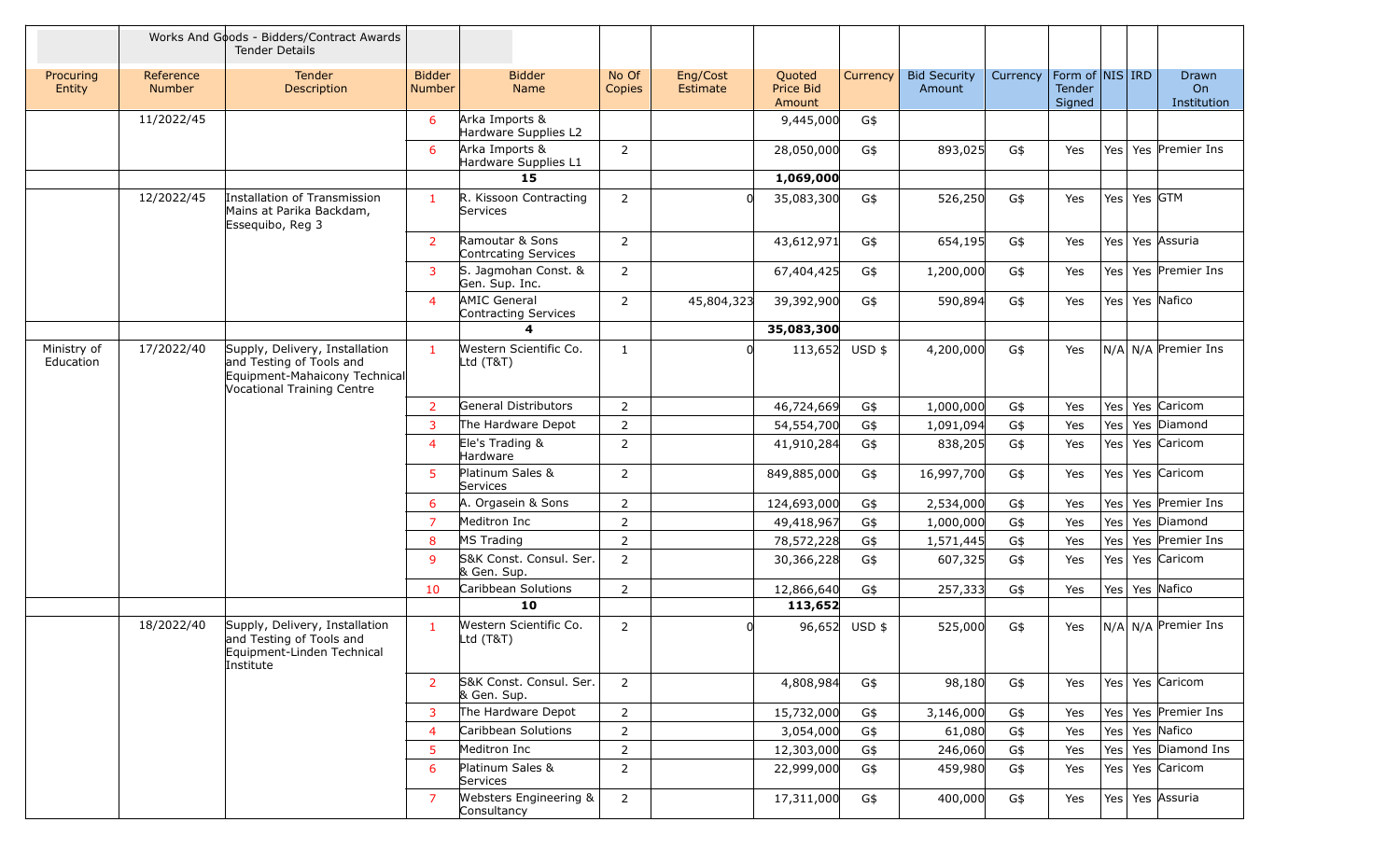| | | Works And Goods - Bidders/Contract Awards Tender Details | | | | | | | | | | | | |
|---|---|---|---|---|---|---|---|---|---|---|---|---|---|---|
| Procuring Entity | Reference Number | Tender Description | Bidder Number | Bidder Name | No Of Copies | Eng/Cost Estimate | Quoted Price Bid Amount | Currency | Bid Security Amount | Currency | Form of Tender Signed | NIS | IRD | Drawn On Institution |
| | 11/2022/45 | | 6 | Arka Imports & Hardware Supplies L2 | | | 9,445,000 | G$ | | | | | | |
| | | | 6 | Arka Imports & Hardware Supplies L1 | 2 | | 28,050,000 | G$ | 893,025 | G$ | Yes | Yes | Yes | Premier Ins |
| | | | **15** | | | | **1,069,000** | | | | | | | |
| | 12/2022/45 | Installation of Transmission Mains at Parika Backdam, Essequibo, Reg 3 | 1 | R. Kissoon Contracting Services | 2 | 0 | 35,083,300 | G$ | 526,250 | G$ | Yes | Yes | Yes | GTM |
| | | | 2 | Ramoutar & Sons Contrcating Services | 2 | | 43,612,971 | G$ | 654,195 | G$ | Yes | Yes | Yes | Assuria |
| | | | 3 | S. Jagmohan Const. & Gen. Sup. Inc. | 2 | | 67,404,425 | G$ | 1,200,000 | G$ | Yes | Yes | Yes | Premier Ins |
| | | | 4 | AMIC General Contracting Services | 2 | 45,804,323 | 39,392,900 | G$ | 590,894 | G$ | Yes | Yes | Yes | Nafico |
| | | | **4** | | | | **35,083,300** | | | | | | | |
| Ministry of Education | 17/2022/40 | Supply, Delivery, Installation and Testing of Tools and Equipment-Mahaicony Technical Vocational Training Centre | 1 | Western Scientific Co. Ltd (T&T) | 1 | 0 | 113,652 | USD $ | 4,200,000 | G$ | Yes | N/A | N/A | Premier Ins |
| | | | 2 | General Distributors | 2 | | 46,724,669 | G$ | 1,000,000 | G$ | Yes | Yes | Yes | Caricom |
| | | | 3 | The Hardware Depot | 2 | | 54,554,700 | G$ | 1,091,094 | G$ | Yes | Yes | Yes | Diamond |
| | | | 4 | Ele's Trading & Hardware | 2 | | 41,910,284 | G$ | 838,205 | G$ | Yes | Yes | Yes | Caricom |
| | | | 5 | Platinum Sales & Services | 2 | | 849,885,000 | G$ | 16,997,700 | G$ | Yes | Yes | Yes | Caricom |
| | | | 6 | A. Orgasein & Sons | 2 | | 124,693,000 | G$ | 2,534,000 | G$ | Yes | Yes | Yes | Premier Ins |
| | | | 7 | Meditron Inc | 2 | | 49,418,967 | G$ | 1,000,000 | G$ | Yes | Yes | Yes | Diamond |
| | | | 8 | MS Trading | 2 | | 78,572,228 | G$ | 1,571,445 | G$ | Yes | Yes | Yes | Premier Ins |
| | | | 9 | S&K Const. Consul. Ser. & Gen. Sup. | 2 | | 30,366,228 | G$ | 607,325 | G$ | Yes | Yes | Yes | Caricom |
| | | | 10 | Caribbean Solutions | 2 | | 12,866,640 | G$ | 257,333 | G$ | Yes | Yes | Yes | Nafico |
| | | | **10** | | | | **113,652** | | | | | | | |
| | 18/2022/40 | Supply, Delivery, Installation and Testing of Tools and Equipment-Linden Technical Institute | 1 | Western Scientific Co. Ltd (T&T) | 2 | 0 | 96,652 | USD $ | 525,000 | G$ | Yes | N/A | N/A | Premier Ins |
| | | | 2 | S&K Const. Consul. Ser. & Gen. Sup. | 2 | | 4,808,984 | G$ | 98,180 | G$ | Yes | Yes | Yes | Caricom |
| | | | 3 | The Hardware Depot | 2 | | 15,732,000 | G$ | 3,146,000 | G$ | Yes | Yes | Yes | Premier Ins |
| | | | 4 | Caribbean Solutions | 2 | | 3,054,000 | G$ | 61,080 | G$ | Yes | Yes | Yes | Nafico |
| | | | 5 | Meditron Inc | 2 | | 12,303,000 | G$ | 246,060 | G$ | Yes | Yes | Yes | Diamond Ins |
| | | | 6 | Platinum Sales & Services | 2 | | 22,999,000 | G$ | 459,980 | G$ | Yes | Yes | Yes | Caricom |
| | | | 7 | Websters Engineering & Consultancy | 2 | | 17,311,000 | G$ | 400,000 | G$ | Yes | Yes | Yes | Assuria |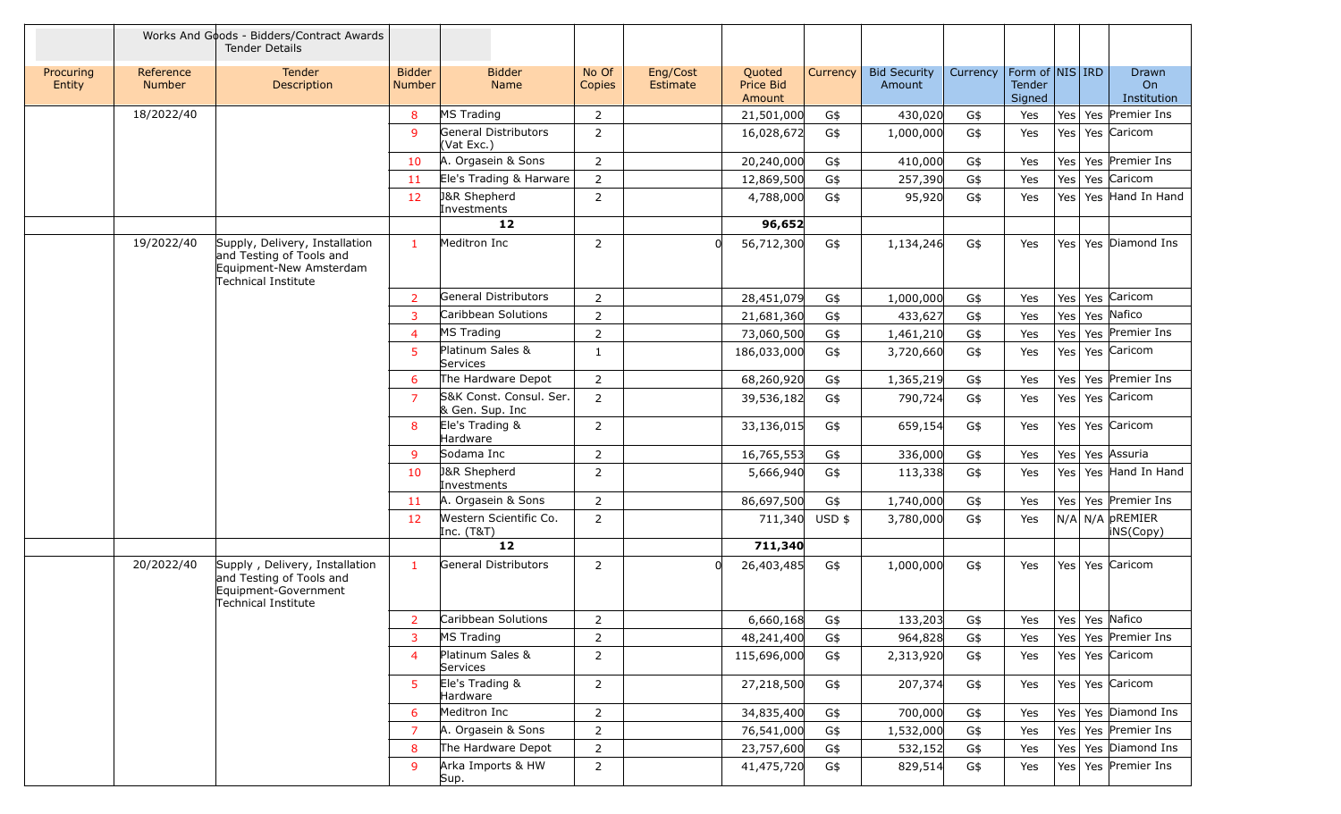| | Works And Goods - Bidders/Contract Awards Tender Details | | | | | | | | | | | | | |
|---|---|---|---|---|---|---|---|---|---|---|---|---|---|---|
| Procuring Entity | Reference Number | Tender Description | Bidder Number | Bidder Name | No Of Copies | Eng/Cost Estimate | Quoted Price Bid Amount | Currency | Bid Security Amount | Currency | Form of Tender Signed | NIS | IRD | Drawn On Institution |
| | 18/2022/40 | | 8 | MS Trading | 2 | | 21,501,000 | G$ | 430,020 | G$ | Yes | Yes | Yes | Premier Ins |
| | | | 9 | General Distributors (Vat Exc.) | 2 | | 16,028,672 | G$ | 1,000,000 | G$ | Yes | Yes | Yes | Caricom |
| | | | 10 | A. Orgasein & Sons | 2 | | 20,240,000 | G$ | 410,000 | G$ | Yes | Yes | Yes | Premier Ins |
| | | | 11 | Ele's Trading & Harware | 2 | | 12,869,500 | G$ | 257,390 | G$ | Yes | Yes | Yes | Caricom |
| | | | 12 | J&R Shepherd Investments | 2 | | 4,788,000 | G$ | 95,920 | G$ | Yes | Yes | Yes | Hand In Hand |
| | | | | **12** | | | **96,652** | | | | | | | |
| | 19/2022/40 | Supply, Delivery, Installation and Testing of Tools and Equipment-New Amsterdam Technical Institute | 1 | Meditron Inc | 2 | 0 | 56,712,300 | G$ | 1,134,246 | G$ | Yes | Yes | Yes | Diamond Ins |
| | | | 2 | General Distributors | 2 | | 28,451,079 | G$ | 1,000,000 | G$ | Yes | Yes | Yes | Caricom |
| | | | 3 | Caribbean Solutions | 2 | | 21,681,360 | G$ | 433,627 | G$ | Yes | Yes | Yes | Nafico |
| | | | 4 | MS Trading | 2 | | 73,060,500 | G$ | 1,461,210 | G$ | Yes | Yes | Yes | Premier Ins |
| | | | 5 | Platinum Sales & Services | 1 | | 186,033,000 | G$ | 3,720,660 | G$ | Yes | Yes | Yes | Caricom |
| | | | 6 | The Hardware Depot | 2 | | 68,260,920 | G$ | 1,365,219 | G$ | Yes | Yes | Yes | Premier Ins |
| | | | 7 | S&K Const. Consul. Ser. & Gen. Sup. Inc | 2 | | 39,536,182 | G$ | 790,724 | G$ | Yes | Yes | Yes | Caricom |
| | | | 8 | Ele's Trading & Hardware | 2 | | 33,136,015 | G$ | 659,154 | G$ | Yes | Yes | Yes | Caricom |
| | | | 9 | Sodama Inc | 2 | | 16,765,553 | G$ | 336,000 | G$ | Yes | Yes | Yes | Assuria |
| | | | 10 | J&R Shepherd Investments | 2 | | 5,666,940 | G$ | 113,338 | G$ | Yes | Yes | Yes | Hand In Hand |
| | | | 11 | A. Orgasein & Sons | 2 | | 86,697,500 | G$ | 1,740,000 | G$ | Yes | Yes | Yes | Premier Ins |
| | | | 12 | Western Scientific Co. Inc. (T&T) | 2 | | 711,340 | USD $ | 3,780,000 | G$ | Yes | N/A | N/A | pREMIER iNS(Copy) |
| | | | | **12** | | | **711,340** | | | | | | | |
| | 20/2022/40 | Supply , Delivery, Installation and Testing of Tools and Equipment-Government Technical Institute | 1 | General Distributors | 2 | 0 | 26,403,485 | G$ | 1,000,000 | G$ | Yes | Yes | Yes | Caricom |
| | | | 2 | Caribbean Solutions | 2 | | 6,660,168 | G$ | 133,203 | G$ | Yes | Yes | Yes | Nafico |
| | | | 3 | MS Trading | 2 | | 48,241,400 | G$ | 964,828 | G$ | Yes | Yes | Yes | Premier Ins |
| | | | 4 | Platinum Sales & Services | 2 | | 115,696,000 | G$ | 2,313,920 | G$ | Yes | Yes | Yes | Caricom |
| | | | 5 | Ele's Trading & Hardware | 2 | | 27,218,500 | G$ | 207,374 | G$ | Yes | Yes | Yes | Caricom |
| | | | 6 | Meditron Inc | 2 | | 34,835,400 | G$ | 700,000 | G$ | Yes | Yes | Yes | Diamond Ins |
| | | | 7 | A. Orgasein & Sons | 2 | | 76,541,000 | G$ | 1,532,000 | G$ | Yes | Yes | Yes | Premier Ins |
| | | | 8 | The Hardware Depot | 2 | | 23,757,600 | G$ | 532,152 | G$ | Yes | Yes | Yes | Diamond Ins |
| | | | 9 | Arka Imports & HW Sup. | 2 | | 41,475,720 | G$ | 829,514 | G$ | Yes | Yes | Yes | Premier Ins |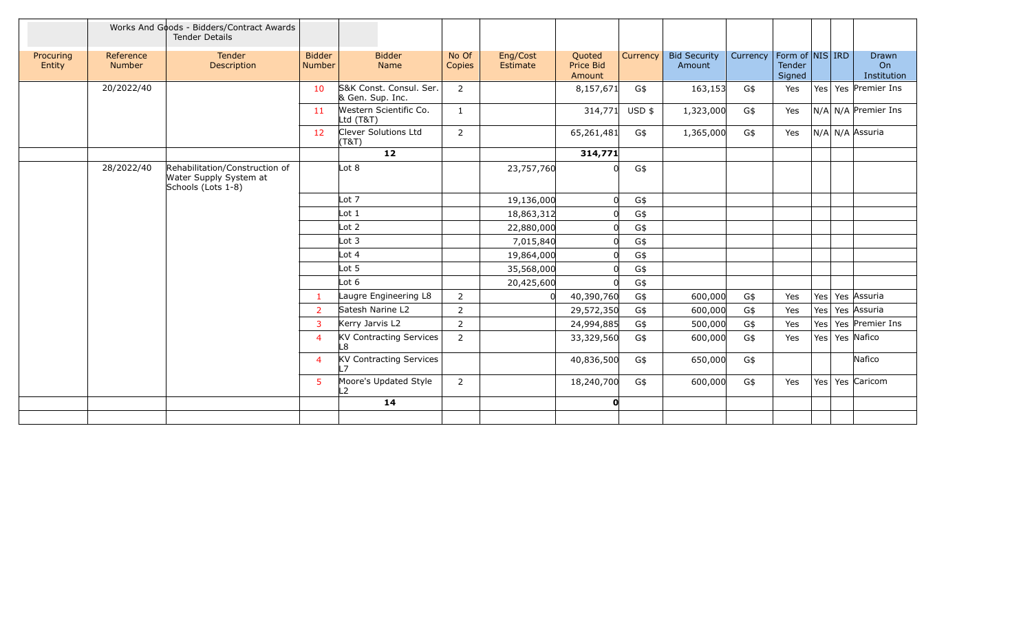| | | Works And Goods - Bidders/Contract Awards Tender Details | | | | | | | | | | | | |
|---|---|---|---|---|---|---|---|---|---|---|---|---|---|---|
| Procuring Entity | Reference Number | Tender Description | Bidder Number | Bidder Name | No Of Copies | Eng/Cost Estimate | Quoted Price Bid Amount | Currency | Bid Security Amount | Currency | Form of Tender Signed | NIS | IRD | Drawn On Institution |
| | 20/2022/40 | | 10 | S&K Const. Consul. Ser. & Gen. Sup. Inc. | 2 | | 8,157,671 | G$ | 163,153 | G$ | Yes | Yes | Yes | Premier Ins |
| | | | 11 | Western Scientific Co. Ltd (T&T) | 1 | | 314,771 | USD $ | 1,323,000 | G$ | Yes | N/A | N/A | Premier Ins |
| | | | 12 | Clever Solutions Ltd (T&T) | 2 | | 65,261,481 | G$ | 1,365,000 | G$ | Yes | N/A | N/A | Assuria |
| | | | | **12** | | | **314,771** | | | | | | | |
| | 28/2022/40 | Rehabilitation/Construction of Water Supply System at Schools (Lots 1-8) | | Lot 8 | | 23,757,760 | 0 | G$ | | | | | | |
| | | | | Lot 7 | | 19,136,000 | 0 | G$ | | | | | | |
| | | | | Lot 1 | | 18,863,312 | 0 | G$ | | | | | | |
| | | | | Lot 2 | | 22,880,000 | 0 | G$ | | | | | | |
| | | | | Lot 3 | | 7,015,840 | 0 | G$ | | | | | | |
| | | | | Lot 4 | | 19,864,000 | 0 | G$ | | | | | | |
| | | | | Lot 5 | | 35,568,000 | 0 | G$ | | | | | | |
| | | | | Lot 6 | | 20,425,600 | 0 | G$ | | | | | | |
| | | | 1 | Laugre Engineering L8 | 2 | 0 | 40,390,760 | G$ | 600,000 | G$ | Yes | Yes | Yes | Assuria |
| | | | 2 | Satesh Narine L2 | 2 | | 29,572,350 | G$ | 600,000 | G$ | Yes | Yes | Yes | Assuria |
| | | | 3 | Kerry Jarvis L2 | 2 | | 24,994,885 | G$ | 500,000 | G$ | Yes | Yes | Yes | Premier Ins |
| | | | 4 | KV Contracting Services L8 | 2 | | 33,329,560 | G$ | 600,000 | G$ | Yes | Yes | Yes | Nafico |
| | | | 4 | KV Contracting Services L7 | | | 40,836,500 | G$ | 650,000 | G$ | | | | Nafico |
| | | | 5 | Moore's Updated Style L2 | 2 | | 18,240,700 | G$ | 600,000 | G$ | Yes | Yes | Yes | Caricom |
| | | | | **14** | | | **0** | | | | | | | |
| | | | | | | | | | | | | | | |